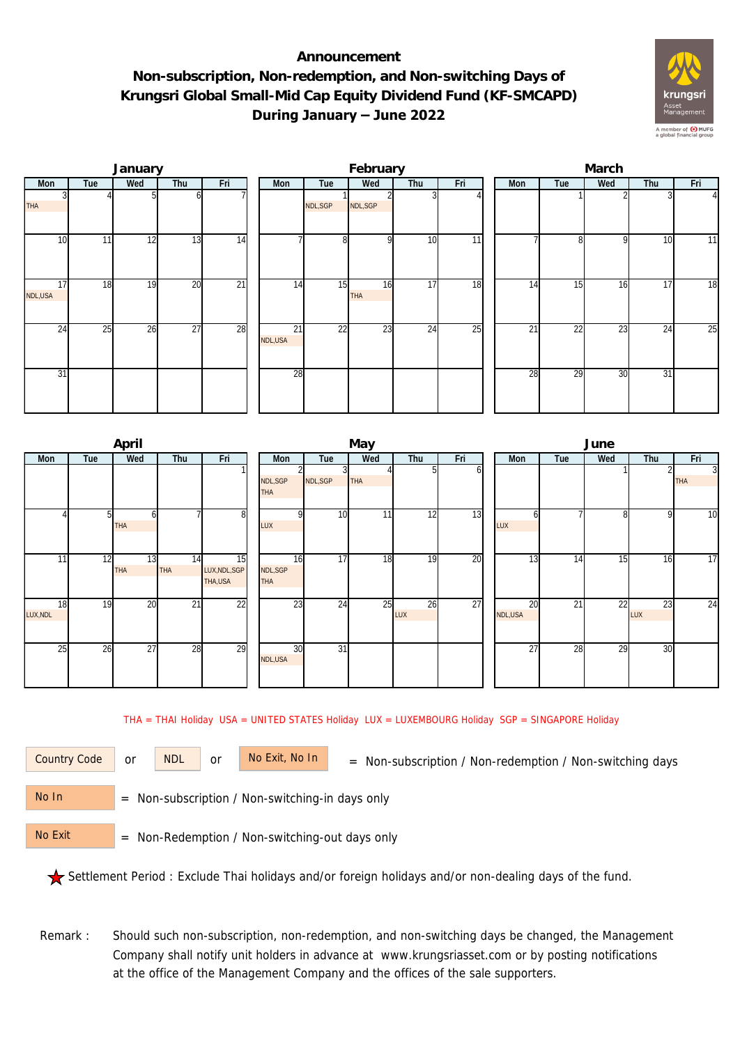# Announcement
## Non-subscription, Non-redemption, and Non-switching Days of Krungsri Global Small-Mid Cap Equity Dividend Fund (KF-SMCAPD) During January – June 2022

### January

| Mon | Tue | Wed | Thu | Fri |
|---|---|---|---|---|
| 3 THA | 4 | 5 | 6 | 7 |
| 10 | 11 | 12 | 13 | 14 |
| 17 NDL,USA | 18 | 19 | 20 | 21 |
| 24 | 25 | 26 | 27 | 28 |
| 31 | | | | |

### February

| Mon | Tue | Wed | Thu | Fri |
|---|---|---|---|---|
| | 1 NDL,SGP | 2 NDL,SGP | 3 | 4 |
| 7 | 8 | 9 | 10 | 11 |
| 14 | 15 | 16 THA | 17 | 18 |
| 21 NDL,USA | 22 | 23 | 24 | 25 |
| 28 | | | | |

### March

| Mon | Tue | Wed | Thu | Fri |
|---|---|---|---|---|
| | 1 | 2 | 3 | 4 |
| 7 | 8 | 9 | 10 | 11 |
| 14 | 15 | 16 | 17 | 18 |
| 21 | 22 | 23 | 24 | 25 |
| 28 | 29 | 30 | 31 | |

### April

| Mon | Tue | Wed | Thu | Fri |
|---|---|---|---|---|
| | | | | 1 |
| 4 | 5 | 6 THA | 7 | 8 |
| 11 | 12 | 13 THA | 14 THA | 15 LUX,NDL,SGP THA,USA |
| 18 LUX,NDL | 19 | 20 | 21 | 22 |
| 25 | 26 | 27 | 28 | 29 |

### May

| Mon | Tue | Wed | Thu | Fri |
|---|---|---|---|---|
| 2 NDL,SGP THA | 3 NDL,SGP | 4 THA | 5 | 6 |
| 9 LUX | 10 | 11 | 12 | 13 |
| 16 NDL,SGP THA | 17 | 18 | 19 | 20 |
| 23 | 24 | 25 | 26 LUX | 27 |
| 30 NDL,USA | 31 | | | |

### June

| Mon | Tue | Wed | Thu | Fri |
|---|---|---|---|---|
| | | 1 | 2 | 3 THA |
| 6 LUX | 7 | 8 | 9 | 10 |
| 13 | 14 | 15 | 16 | 17 |
| 20 NDL,USA | 21 | 22 | 23 LUX | 24 |
| 27 | 28 | 29 | 30 | |

THA = THAI Holiday USA = UNITED STATES Holiday LUX = LUXEMBOURG Holiday SGP = SINGAPORE Holiday

Country Code or NDL or No Exit, No In = Non-subscription / Non-redemption / Non-switching days

No In = Non-subscription / Non-switching-in days only

No Exit = Non-Redemption / Non-switching-out days only

★ Settlement Period : Exclude Thai holidays and/or foreign holidays and/or non-dealing days of the fund.

Remark : Should such non-subscription, non-redemption, and non-switching days be changed, the Management Company shall notify unit holders in advance at www.krungsriasset.com or by posting notifications at the office of the Management Company and the offices of the sale supporters.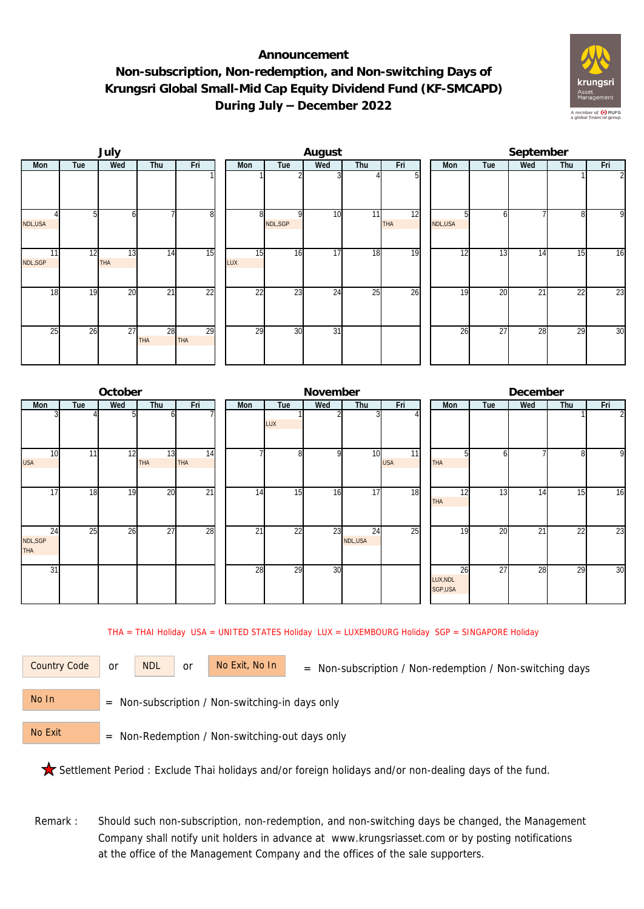**Announcement**

**Non-subscription, Non-redemption, and Non-switching Days of Krungsri Global Small-Mid Cap Equity Dividend Fund (KF-SMCAPD) During July – December 2022**

### July

| Mon | Tue | Wed | Thu | Fri |
|---|---|---|---|---|
| | | | | 1 |
| 4 NDL,USA | 5 | 6 | 7 | 8 |
| 11 NDL,SGP | 12 | 13 THA | 14 | 15 |
| 18 | 19 | 20 | 21 | 22 |
| 25 | 26 | 27 | 28 THA | 29 THA |

### August

| Mon | Tue | Wed | Thu | Fri |
|---|---|---|---|---|
| 1 | 2 | 3 | 4 | 5 |
| 8 | 9 NDL,SGP | 10 | 11 | 12 THA |
| 15 LUX | 16 | 17 | 18 | 19 |
| 22 | 23 | 24 | 25 | 26 |
| 29 | 30 | 31 | | |

### September

| Mon | Tue | Wed | Thu | Fri |
|---|---|---|---|---|
| | | | 1 | 2 |
| 5 NDL,USA | 6 | 7 | 8 | 9 |
| 12 | 13 | 14 | 15 | 16 |
| 19 | 20 | 21 | 22 | 23 |
| 26 | 27 | 28 | 29 | 30 |

### October

| Mon | Tue | Wed | Thu | Fri |
|---|---|---|---|---|
| 3 | 4 | 5 | 6 | 7 |
| 10 USA | 11 | 12 | 13 THA | 14 THA |
| 17 | 18 | 19 | 20 | 21 |
| 24 NDL,SGP THA | 25 | 26 | 27 | 28 |
| 31 | | | | |

### November

| Mon | Tue | Wed | Thu | Fri |
|---|---|---|---|---|
| | 1 LUX | 2 | 3 | 4 |
| 7 | 8 | 9 | 10 | 11 USA |
| 14 | 15 | 16 | 17 | 18 |
| 21 | 22 | 23 | 24 NDL,USA | 25 |
| 28 | 29 | 30 | | |

### December

| Mon | Tue | Wed | Thu | Fri |
|---|---|---|---|---|
| | | | 1 | 2 |
| 5 THA | 6 | 7 | 8 | 9 |
| 12 THA | 13 | 14 | 15 | 16 |
| 19 | 20 | 21 | 22 | 23 |
| 26 LUX,NDL SGP,USA | 27 | 28 | 29 | 30 |

THA = THAI Holiday USA = UNITED STATES Holiday LUX = LUXEMBOURG Holiday SGP = SINGAPORE Holiday

Country Code or NDL or No Exit, No In = Non-subscription / Non-redemption / Non-switching days

No In = Non-subscription / Non-switching-in days only

No Exit = Non-Redemption / Non-switching-out days only

★ Settlement Period : Exclude Thai holidays and/or foreign holidays and/or non-dealing days of the fund.

Remark : Should such non-subscription, non-redemption, and non-switching days be changed, the Management Company shall notify unit holders in advance at www.krungsriasset.com or by posting notifications at the office of the Management Company and the offices of the sale supporters.